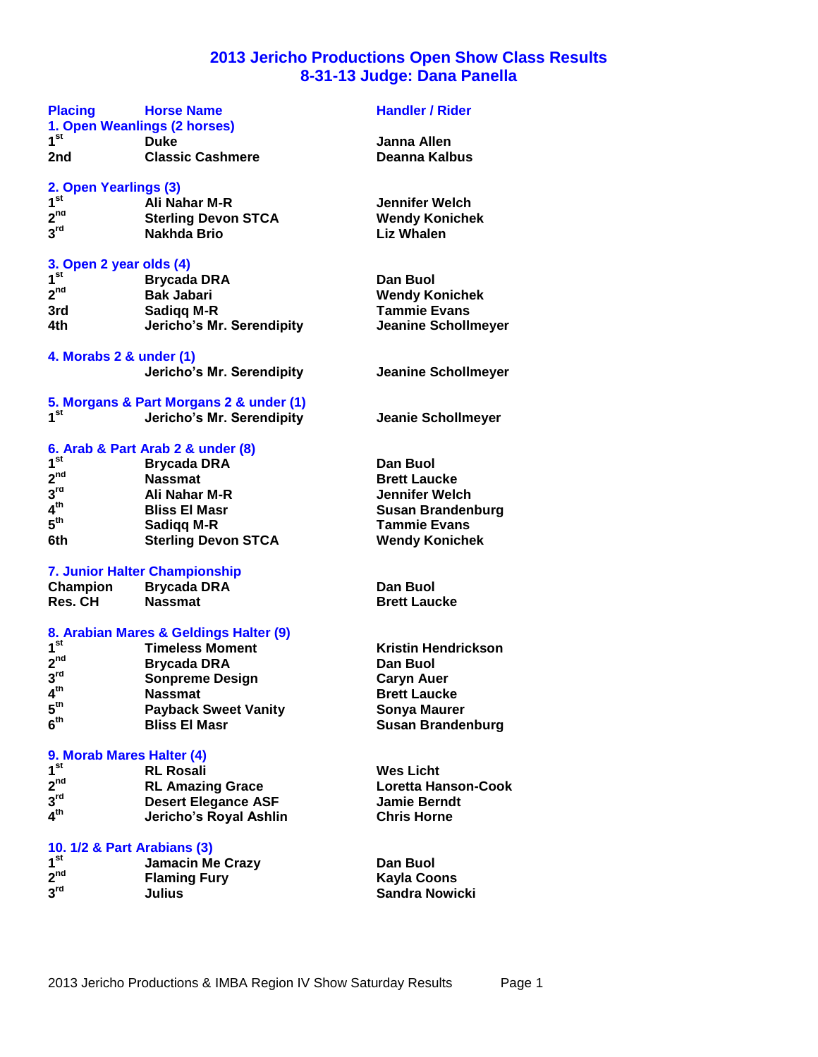# 2013 Jericho Productions Open Show Class Results
## 8-31-13 Judge: Dana Panella

| Placing | Horse Name | Handler / Rider |
|---|---|---|
| **1. Open Weanlings (2 horses)** | | |
| 1st | Duke | Janna Allen |
| 2nd | Classic Cashmere | Deanna Kalbus |
| **2. Open Yearlings (3)** | | |
| 1st | Ali Nahar M-R | Jennifer Welch |
| 2nd | Sterling Devon STCA | Wendy Konichek |
| 3rd | Nakhda Brio | Liz Whalen |
| **3. Open 2 year olds (4)** | | |
| 1st | Brycada DRA | Dan Buol |
| 2nd | Bak Jabari | Wendy Konichek |
| 3rd | Sadiqq M-R | Tammie Evans |
| 4th | Jericho's Mr. Serendipity | Jeanine Schollmeyer |
| **4. Morabs 2 & under (1)** | | |
| | Jericho's Mr. Serendipity | Jeanine Schollmeyer |
| **5. Morgans & Part Morgans 2 & under (1)** | | |
| 1st | Jericho's Mr. Serendipity | Jeanie Schollmeyer |
| **6. Arab & Part Arab 2 & under (8)** | | |
| 1st | Brycada DRA | Dan Buol |
| 2nd | Nassmat | Brett Laucke |
| 3rd | Ali Nahar M-R | Jennifer Welch |
| 4th | Bliss El Masr | Susan Brandenburg |
| 5th | Sadiqq M-R | Tammie Evans |
| 6th | Sterling Devon STCA | Wendy Konichek |
| **7. Junior Halter Championship** | | |
| Champion | Brycada DRA | Dan Buol |
| Res. CH | Nassmat | Brett Laucke |
| **8. Arabian Mares & Geldings Halter (9)** | | |
| 1st | Timeless Moment | Kristin Hendrickson |
| 2nd | Brycada DRA | Dan Buol |
| 3rd | Sonpreme Design | Caryn Auer |
| 4th | Nassmat | Brett Laucke |
| 5th | Payback Sweet Vanity | Sonya Maurer |
| 6th | Bliss El Masr | Susan Brandenburg |
| **9. Morab Mares Halter (4)** | | |
| 1st | RL Rosali | Wes Licht |
| 2nd | RL Amazing Grace | Loretta Hanson-Cook |
| 3rd | Desert Elegance ASF | Jamie Berndt |
| 4th | Jericho's Royal Ashlin | Chris Horne |
| **10. 1/2 & Part Arabians (3)** | | |
| 1st | Jamacin Me Crazy | Dan Buol |
| 2nd | Flaming Fury | Kayla Coons |
| 3rd | Julius | Sandra Nowicki |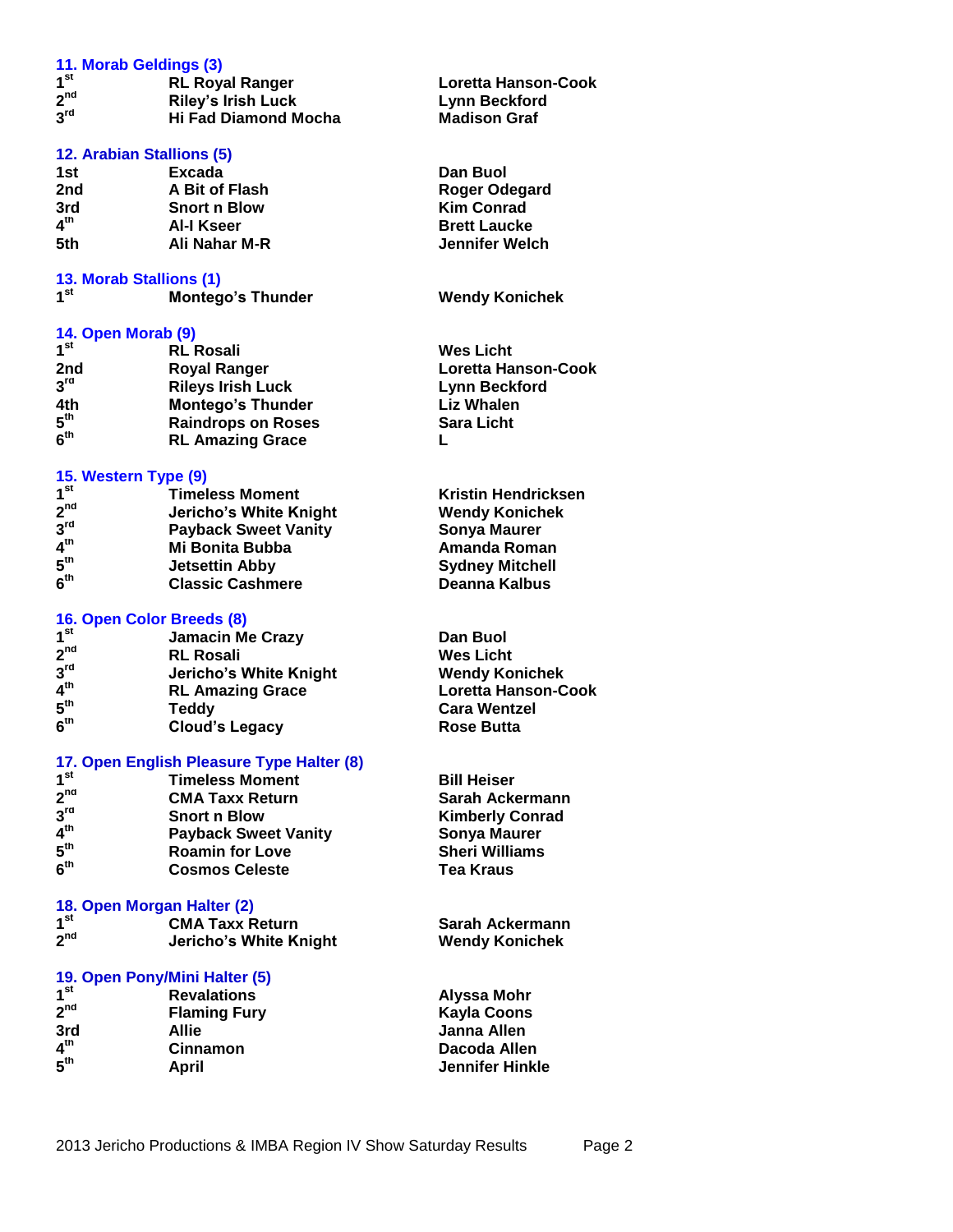### 11. Morab Geldings (3)

| Place | Horse | Rider |
|---|---|---|
| 1st | RL Royal Ranger | Loretta Hanson-Cook |
| 2nd | Riley's Irish Luck | Lynn Beckford |
| 3rd | Hi Fad Diamond Mocha | Madison Graf |

### 12. Arabian Stallions (5)

| Place | Horse | Rider |
|---|---|---|
| 1st | Excada | Dan Buol |
| 2nd | A Bit of Flash | Roger Odegard |
| 3rd | Snort n Blow | Kim Conrad |
| 4th | Al-I Kseer | Brett Laucke |
| 5th | Ali Nahar M-R | Jennifer Welch |

### 13. Morab Stallions (1)

| Place | Horse | Rider |
|---|---|---|
| 1st | Montego's Thunder | Wendy Konichek |

### 14. Open Morab (9)

| Place | Horse | Rider |
|---|---|---|
| 1st | RL Rosali | Wes Licht |
| 2nd | Royal Ranger | Loretta Hanson-Cook |
| 3rd | Rileys Irish Luck | Lynn Beckford |
| 4th | Montego's Thunder | Liz Whalen |
| 5th | Raindrops on Roses | Sara Licht |
| 6th | RL Amazing Grace | L |

### 15. Western Type (9)

| Place | Horse | Rider |
|---|---|---|
| 1st | Timeless Moment | Kristin Hendricksen |
| 2nd | Jericho's White Knight | Wendy Konichek |
| 3rd | Payback Sweet Vanity | Sonya Maurer |
| 4th | Mi Bonita Bubba | Amanda Roman |
| 5th | Jetsettin Abby | Sydney Mitchell |
| 6th | Classic Cashmere | Deanna Kalbus |

### 16. Open Color Breeds (8)

| Place | Horse | Rider |
|---|---|---|
| 1st | Jamacin Me Crazy | Dan Buol |
| 2nd | RL Rosali | Wes Licht |
| 3rd | Jericho's White Knight | Wendy Konichek |
| 4th | RL Amazing Grace | Loretta Hanson-Cook |
| 5th | Teddy | Cara Wentzel |
| 6th | Cloud's Legacy | Rose Butta |

### 17. Open English Pleasure Type Halter (8)

| Place | Horse | Rider |
|---|---|---|
| 1st | Timeless Moment | Bill Heiser |
| 2nd | CMA Taxx Return | Sarah Ackermann |
| 3rd | Snort n Blow | Kimberly Conrad |
| 4th | Payback Sweet Vanity | Sonya Maurer |
| 5th | Roamin for Love | Sheri Williams |
| 6th | Cosmos Celeste | Tea Kraus |

### 18. Open Morgan Halter (2)

| Place | Horse | Rider |
|---|---|---|
| 1st | CMA Taxx Return | Sarah Ackermann |
| 2nd | Jericho's White Knight | Wendy Konichek |

### 19. Open Pony/Mini Halter (5)

| Place | Horse | Rider |
|---|---|---|
| 1st | Revalations | Alyssa Mohr |
| 2nd | Flaming Fury | Kayla Coons |
| 3rd | Allie | Janna Allen |
| 4th | Cinnamon | Dacoda Allen |
| 5th | April | Jennifer Hinkle |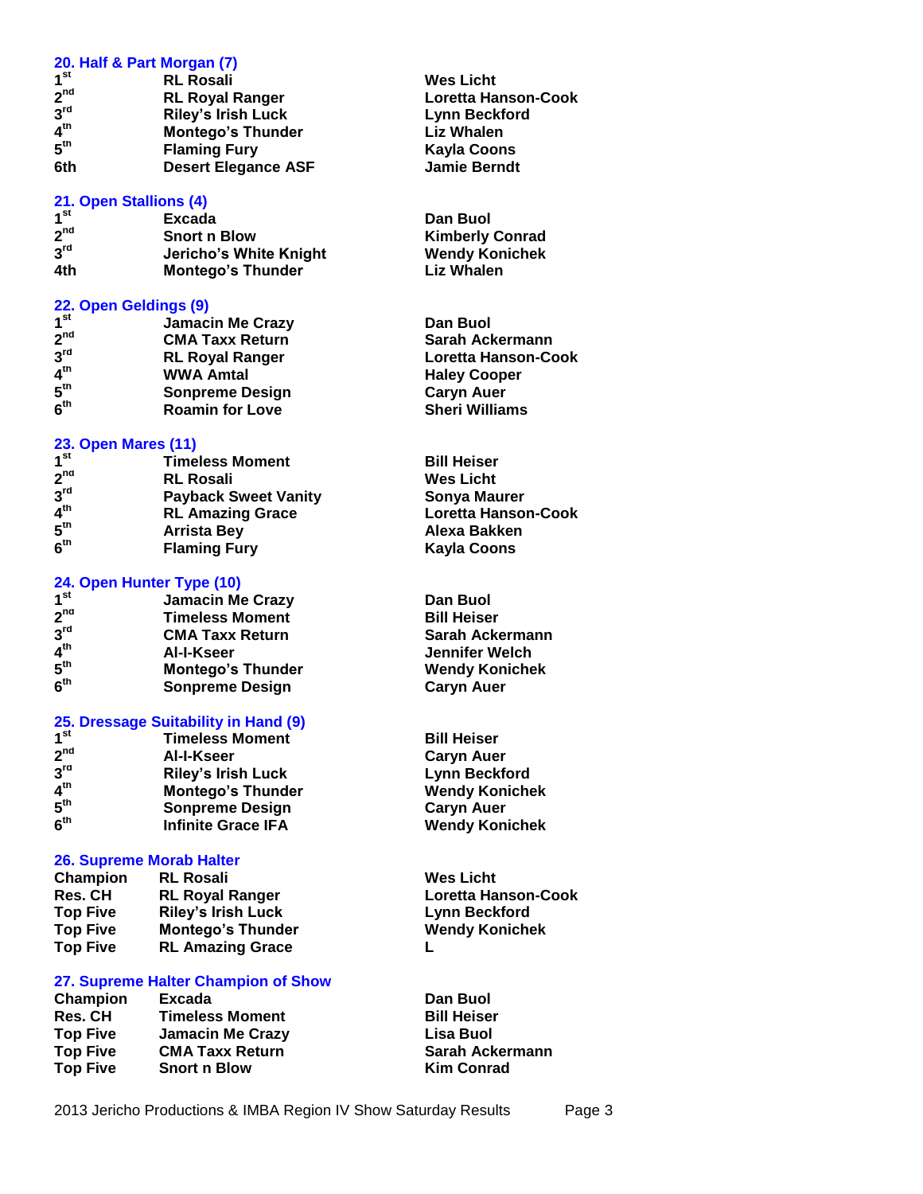### 20. Half & Part Morgan (7)

| Place | Horse | Owner/Rider |
|---|---|---|
| 1st | RL Rosali | Wes Licht |
| 2nd | RL Royal Ranger | Loretta Hanson-Cook |
| 3rd | Riley's Irish Luck | Lynn Beckford |
| 4th | Montego's Thunder | Liz Whalen |
| 5th | Flaming Fury | Kayla Coons |
| 6th | Desert Elegance ASF | Jamie Berndt |

### 21. Open Stallions (4)

| Place | Horse | Owner/Rider |
|---|---|---|
| 1st | Excada | Dan Buol |
| 2nd | Snort n Blow | Kimberly Conrad |
| 3rd | Jericho's White Knight | Wendy Konichek |
| 4th | Montego's Thunder | Liz Whalen |

### 22. Open Geldings (9)

| Place | Horse | Owner/Rider |
|---|---|---|
| 1st | Jamacin Me Crazy | Dan Buol |
| 2nd | CMA Taxx Return | Sarah Ackermann |
| 3rd | RL Royal Ranger | Loretta Hanson-Cook |
| 4th | WWA Amtal | Haley Cooper |
| 5th | Sonpreme Design | Caryn Auer |
| 6th | Roamin for Love | Sheri Williams |

### 23. Open Mares (11)

| Place | Horse | Owner/Rider |
|---|---|---|
| 1st | Timeless Moment | Bill Heiser |
| 2nd | RL Rosali | Wes Licht |
| 3rd | Payback Sweet Vanity | Sonya Maurer |
| 4th | RL Amazing Grace | Loretta Hanson-Cook |
| 5th | Arrista Bey | Alexa Bakken |
| 6th | Flaming Fury | Kayla Coons |

### 24. Open Hunter Type (10)

| Place | Horse | Owner/Rider |
|---|---|---|
| 1st | Jamacin Me Crazy | Dan Buol |
| 2nd | Timeless Moment | Bill Heiser |
| 3rd | CMA Taxx Return | Sarah Ackermann |
| 4th | Al-I-Kseer | Jennifer Welch |
| 5th | Montego's Thunder | Wendy Konichek |
| 6th | Sonpreme Design | Caryn Auer |

### 25. Dressage Suitability in Hand (9)

| Place | Horse | Owner/Rider |
|---|---|---|
| 1st | Timeless Moment | Bill Heiser |
| 2nd | Al-I-Kseer | Caryn Auer |
| 3rd | Riley's Irish Luck | Lynn Beckford |
| 4th | Montego's Thunder | Wendy Konichek |
| 5th | Sonpreme Design | Caryn Auer |
| 6th | Infinite Grace IFA | Wendy Konichek |

### 26. Supreme Morab Halter

| Place | Horse | Owner/Rider |
|---|---|---|
| Champion | RL Rosali | Wes Licht |
| Res. CH | RL Royal Ranger | Loretta Hanson-Cook |
| Top Five | Riley's Irish Luck | Lynn Beckford |
| Top Five | Montego's Thunder | Wendy Konichek |
| Top Five | RL Amazing Grace | L |

### 27. Supreme Halter Champion of Show

| Place | Horse | Owner/Rider |
|---|---|---|
| Champion | Excada | Dan Buol |
| Res. CH | Timeless Moment | Bill Heiser |
| Top Five | Jamacin Me Crazy | Lisa Buol |
| Top Five | CMA Taxx Return | Sarah Ackermann |
| Top Five | Snort n Blow | Kim Conrad |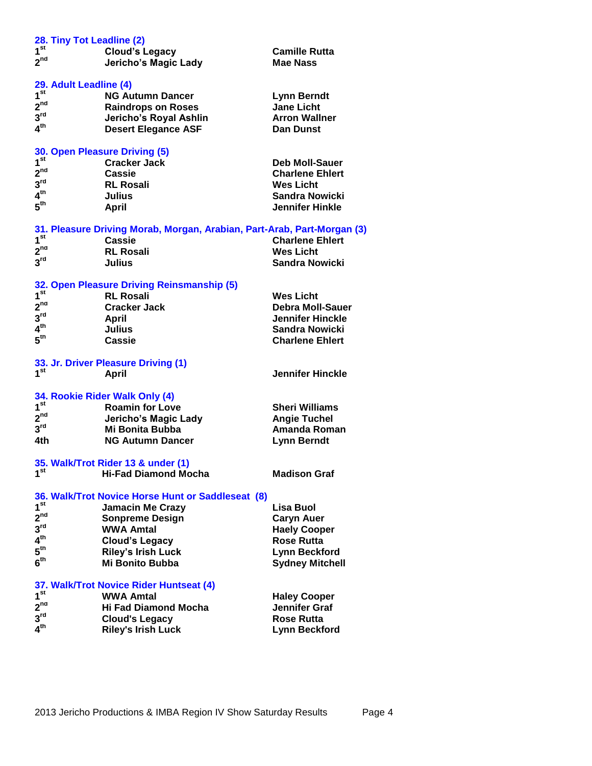### 28. Tiny Tot Leadline (2)

| Place | Horse | Rider |
|---|---|---|
| 1st | Cloud's Legacy | Camille Rutta |
| 2nd | Jericho's Magic Lady | Mae Nass |

### 29. Adult Leadline (4)

| Place | Horse | Rider |
|---|---|---|
| 1st | NG Autumn Dancer | Lynn Berndt |
| 2nd | Raindrops on Roses | Jane Licht |
| 3rd | Jericho's Royal Ashlin | Arron Wallner |
| 4th | Desert Elegance ASF | Dan Dunst |

### 30. Open Pleasure Driving (5)

| Place | Horse | Driver |
|---|---|---|
| 1st | Cracker Jack | Deb Moll-Sauer |
| 2nd | Cassie | Charlene Ehlert |
| 3rd | RL Rosali | Wes Licht |
| 4th | Julius | Sandra Nowicki |
| 5th | April | Jennifer Hinkle |

### 31. Pleasure Driving Morab, Morgan, Arabian, Part-Arab, Part-Morgan (3)

| Place | Horse | Driver |
|---|---|---|
| 1st | Cassie | Charlene Ehlert |
| 2nd | RL Rosali | Wes Licht |
| 3rd | Julius | Sandra Nowicki |

### 32. Open Pleasure Driving Reinsmanship (5)

| Place | Horse | Driver |
|---|---|---|
| 1st | RL Rosali | Wes Licht |
| 2nd | Cracker Jack | Debra Moll-Sauer |
| 3rd | April | Jennifer Hinckle |
| 4th | Julius | Sandra Nowicki |
| 5th | Cassie | Charlene Ehlert |

### 33. Jr. Driver Pleasure Driving (1)

| Place | Horse | Driver |
|---|---|---|
| 1st | April | Jennifer Hinckle |

### 34. Rookie Rider Walk Only (4)

| Place | Horse | Rider |
|---|---|---|
| 1st | Roamin for Love | Sheri Williams |
| 2nd | Jericho's Magic Lady | Angie Tuchel |
| 3rd | Mi Bonita Bubba | Amanda Roman |
| 4th | NG Autumn Dancer | Lynn Berndt |

### 35. Walk/Trot Rider 13 & under (1)

| Place | Horse | Rider |
|---|---|---|
| 1st | Hi-Fad Diamond Mocha | Madison Graf |

### 36. Walk/Trot Novice Horse Hunt or Saddleseat (8)

| Place | Horse | Rider |
|---|---|---|
| 1st | Jamacin Me Crazy | Lisa Buol |
| 2nd | Sonpreme Design | Caryn Auer |
| 3rd | WWA Amtal | Haely Cooper |
| 4th | Cloud's Legacy | Rose Rutta |
| 5th | Riley's Irish Luck | Lynn Beckford |
| 6th | Mi Bonito Bubba | Sydney Mitchell |

### 37. Walk/Trot Novice Rider Huntseat (4)

| Place | Horse | Rider |
|---|---|---|
| 1st | WWA Amtal | Haley Cooper |
| 2nd | Hi Fad Diamond Mocha | Jennifer Graf |
| 3rd | Cloud's Legacy | Rose Rutta |
| 4th | Riley's Irish Luck | Lynn Beckford |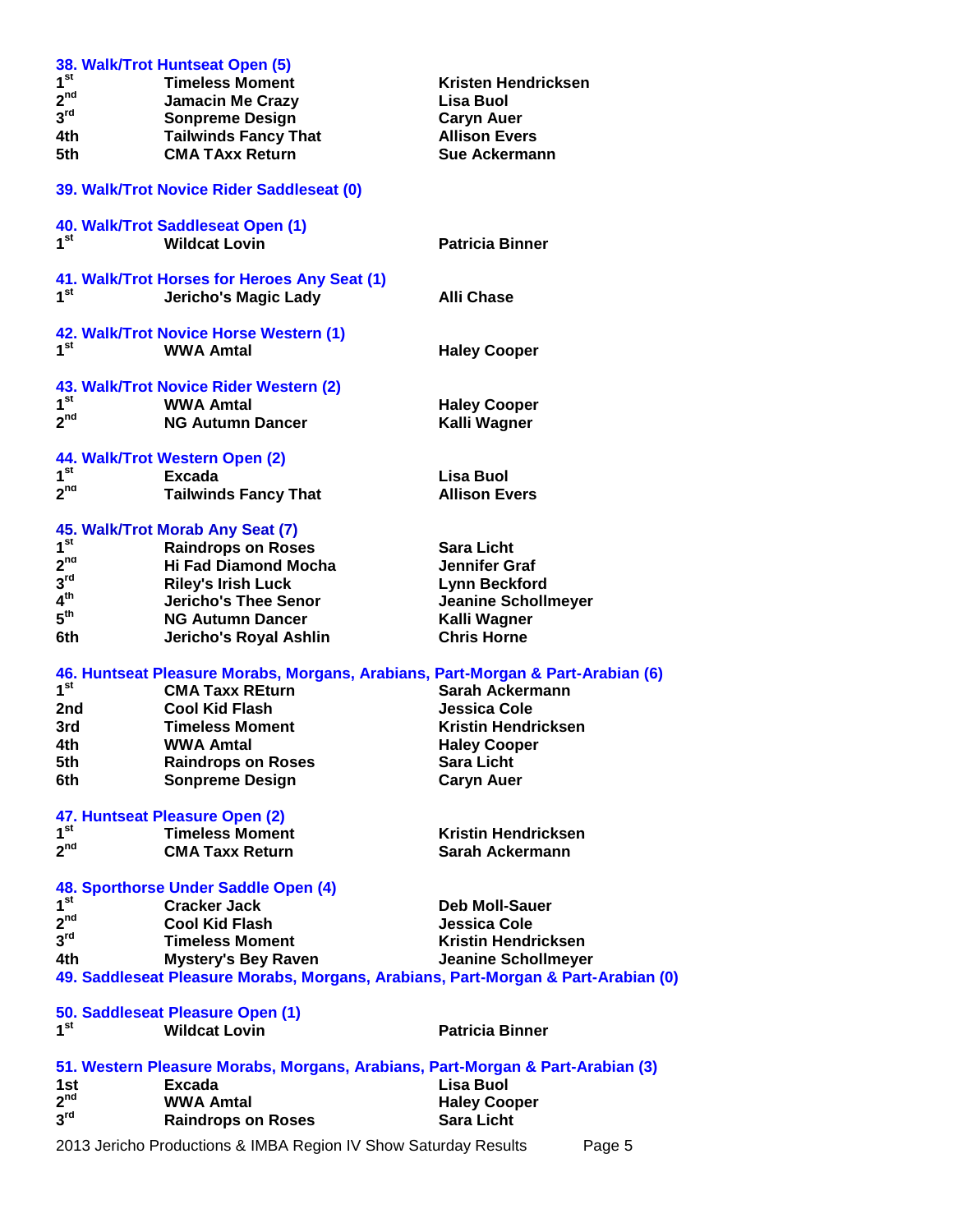### 38. Walk/Trot Huntseat Open (5)

| | | |
|---|---|---|
| 1st | Timeless Moment | Kristen Hendricksen |
| 2nd | Jamacin Me Crazy | Lisa Buol |
| 3rd | Sonpreme Design | Caryn Auer |
| 4th | Tailwinds Fancy That | Allison Evers |
| 5th | CMA TAxx Return | Sue Ackermann |

### 39. Walk/Trot Novice Rider Saddleseat (0)

### 40. Walk/Trot Saddleseat Open (1)

| | | |
|---|---|---|
| 1st | Wildcat Lovin | Patricia Binner |

### 41. Walk/Trot Horses for Heroes Any Seat (1)

| | | |
|---|---|---|
| 1st | Jericho's Magic Lady | Alli Chase |

### 42. Walk/Trot Novice Horse Western (1)

| | | |
|---|---|---|
| 1st | WWA Amtal | Haley Cooper |

### 43. Walk/Trot Novice Rider Western (2)

| | | |
|---|---|---|
| 1st | WWA Amtal | Haley Cooper |
| 2nd | NG Autumn Dancer | Kalli Wagner |

### 44. Walk/Trot Western Open (2)

| | | |
|---|---|---|
| 1st | Excada | Lisa Buol |
| 2nd | Tailwinds Fancy That | Allison Evers |

### 45. Walk/Trot Morab Any Seat (7)

| | | |
|---|---|---|
| 1st | Raindrops on Roses | Sara Licht |
| 2nd | Hi Fad Diamond Mocha | Jennifer Graf |
| 3rd | Riley's Irish Luck | Lynn Beckford |
| 4th | Jericho's Thee Senor | Jeanine Schollmeyer |
| 5th | NG Autumn Dancer | Kalli Wagner |
| 6th | Jericho's Royal Ashlin | Chris Horne |

### 46. Huntseat Pleasure Morabs, Morgans, Arabians, Part-Morgan & Part-Arabian (6)

| | | |
|---|---|---|
| 1st | CMA Taxx REturn | Sarah Ackermann |
| 2nd | Cool Kid Flash | Jessica Cole |
| 3rd | Timeless Moment | Kristin Hendricksen |
| 4th | WWA Amtal | Haley Cooper |
| 5th | Raindrops on Roses | Sara Licht |
| 6th | Sonpreme Design | Caryn Auer |

### 47. Huntseat Pleasure Open (2)

| | | |
|---|---|---|
| 1st | Timeless Moment | Kristin Hendricksen |
| 2nd | CMA Taxx Return | Sarah Ackermann |

### 48. Sporthorse Under Saddle Open (4)

| | | |
|---|---|---|
| 1st | Cracker Jack | Deb Moll-Sauer |
| 2nd | Cool Kid Flash | Jessica Cole |
| 3rd | Timeless Moment | Kristin Hendricksen |
| 4th | Mystery's Bey Raven | Jeanine Schollmeyer |

### 49. Saddleseat Pleasure Morabs, Morgans, Arabians, Part-Morgan & Part-Arabian (0)

### 50. Saddleseat Pleasure Open (1)

| | | |
|---|---|---|
| 1st | Wildcat Lovin | Patricia Binner |

### 51. Western Pleasure Morabs, Morgans, Arabians, Part-Morgan & Part-Arabian (3)

| | | |
|---|---|---|
| 1st | Excada | Lisa Buol |
| 2nd | WWA Amtal | Haley Cooper |
| 3rd | Raindrops on Roses | Sara Licht |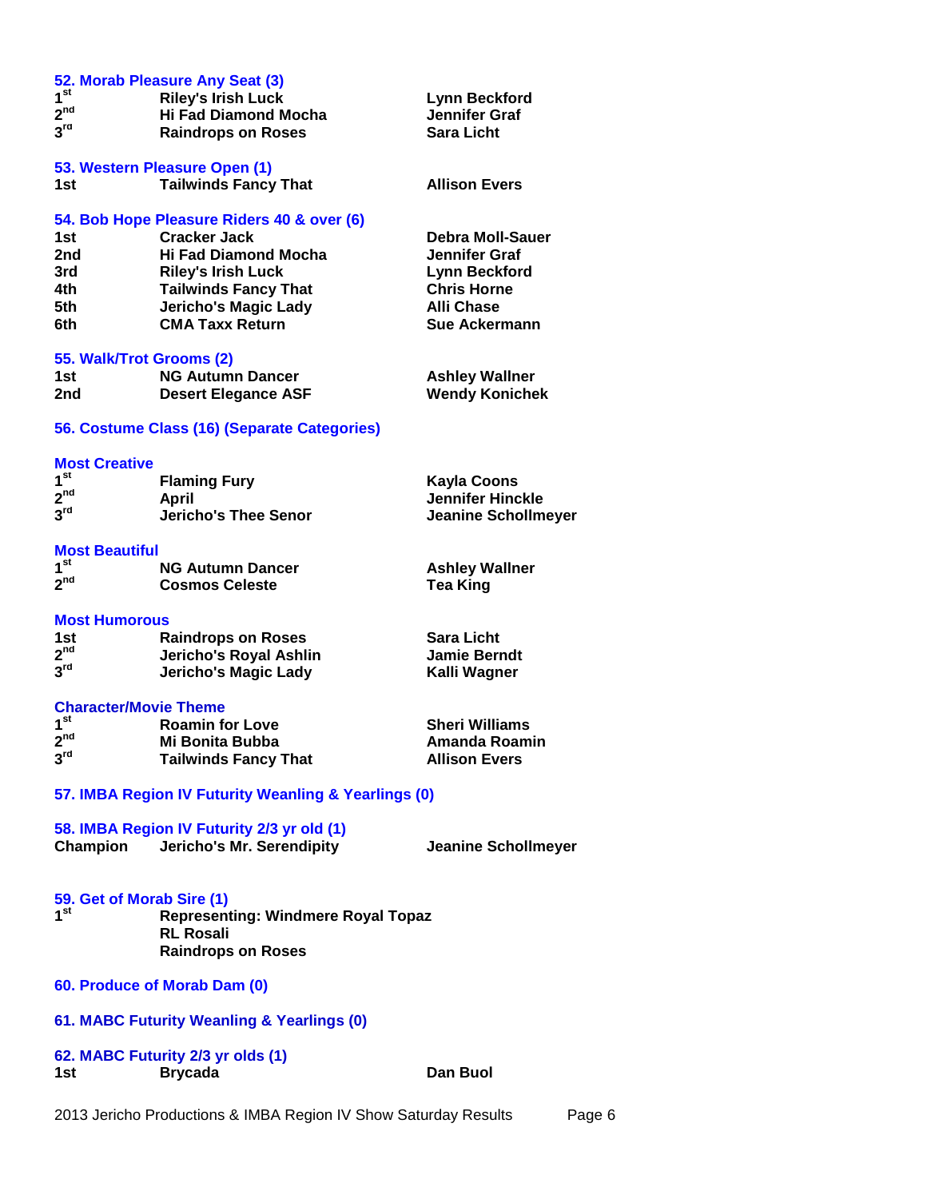### 52. Morab Pleasure Any Seat (3)

| | | |
|---|---|---|
| 1st | Riley's Irish Luck | Lynn Beckford |
| 2nd | Hi Fad Diamond Mocha | Jennifer Graf |
| 3rd | Raindrops on Roses | Sara Licht |

### 53. Western Pleasure Open (1)

| | | |
|---|---|---|
| 1st | Tailwinds Fancy That | Allison Evers |

### 54. Bob Hope Pleasure Riders 40 & over (6)

| | | |
|---|---|---|
| 1st | Cracker Jack | Debra Moll-Sauer |
| 2nd | Hi Fad Diamond Mocha | Jennifer Graf |
| 3rd | Riley's Irish Luck | Lynn Beckford |
| 4th | Tailwinds Fancy That | Chris Horne |
| 5th | Jericho's Magic Lady | Alli Chase |
| 6th | CMA Taxx Return | Sue Ackermann |

### 55. Walk/Trot Grooms (2)

| | | |
|---|---|---|
| 1st | NG Autumn Dancer | Ashley Wallner |
| 2nd | Desert Elegance ASF | Wendy Konichek |

### 56. Costume Class (16) (Separate Categories)

#### Most Creative

| | | |
|---|---|---|
| 1st | Flaming Fury | Kayla Coons |
| 2nd | April | Jennifer Hinckle |
| 3rd | Jericho's Thee Senor | Jeanine Schollmeyer |

#### Most Beautiful

| | | |
|---|---|---|
| 1st | NG Autumn Dancer | Ashley Wallner |
| 2nd | Cosmos Celeste | Tea King |

#### Most Humorous

| | | |
|---|---|---|
| 1st | Raindrops on Roses | Sara Licht |
| 2nd | Jericho's Royal Ashlin | Jamie Berndt |
| 3rd | Jericho's Magic Lady | Kalli Wagner |

#### Character/Movie Theme

| | | |
|---|---|---|
| 1st | Roamin for Love | Sheri Williams |
| 2nd | Mi Bonita Bubba | Amanda Roamin |
| 3rd | Tailwinds Fancy That | Allison Evers |

### 57. IMBA Region IV Futurity Weanling & Yearlings (0)

### 58. IMBA Region IV Futurity 2/3 yr old (1)

| | | |
|---|---|---|
| Champion | Jericho's Mr. Serendipity | Jeanine Schollmeyer |

### 59. Get of Morab Sire (1)

1st — Representing: Windmere Royal Topaz
RL Rosali
Raindrops on Roses

### 60. Produce of Morab Dam (0)

### 61. MABC Futurity Weanling & Yearlings (0)

### 62. MABC Futurity 2/3 yr olds (1)

| | | |
|---|---|---|
| 1st | Brycada | Dan Buol |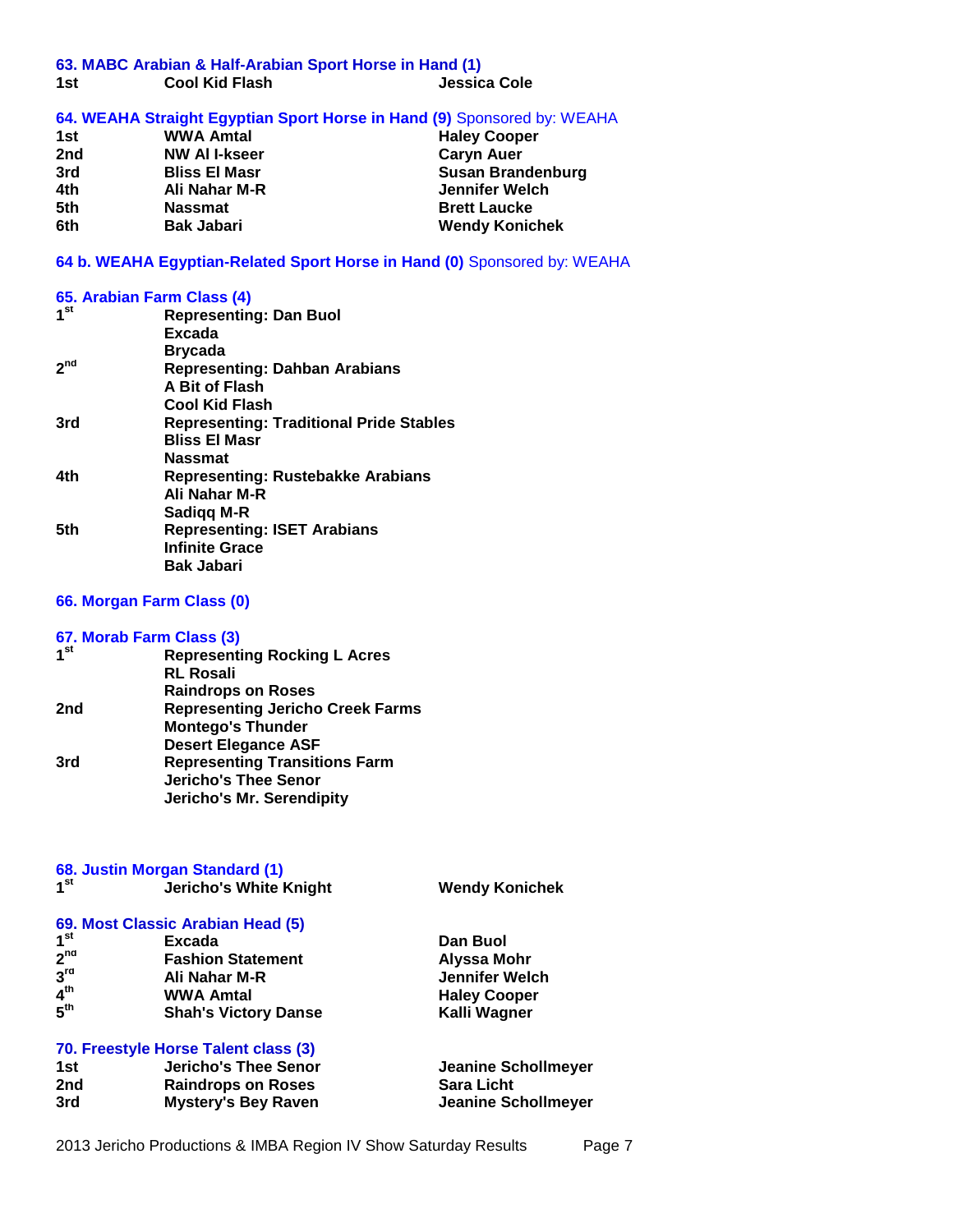### 63. MABC Arabian & Half-Arabian Sport Horse in Hand (1)

| | | |
|---|---|---|
| 1st | Cool Kid Flash | Jessica Cole |

### 64. WEAHA Straight Egyptian Sport Horse in Hand (9) Sponsored by: WEAHA

| | | |
|---|---|---|
| 1st | WWA Amtal | Haley Cooper |
| 2nd | NW Al I-kseer | Caryn Auer |
| 3rd | Bliss El Masr | Susan Brandenburg |
| 4th | Ali Nahar M-R | Jennifer Welch |
| 5th | Nassmat | Brett Laucke |
| 6th | Bak Jabari | Wendy Konichek |

### 64 b. WEAHA Egyptian-Related Sport Horse in Hand (0) Sponsored by: WEAHA

### 65. Arabian Farm Class (4)

| | |
|---|---|
| 1st | Representing: Dan Buol<br>Excada<br>Brycada |
| 2nd | Representing: Dahban Arabians<br>A Bit of Flash<br>Cool Kid Flash |
| 3rd | Representing: Traditional Pride Stables<br>Bliss El Masr<br>Nassmat |
| 4th | Representing: Rustebakke Arabians<br>Ali Nahar M-R<br>Sadiqq M-R |
| 5th | Representing: ISET Arabians<br>Infinite Grace<br>Bak Jabari |

### 66. Morgan Farm Class (0)

### 67. Morab Farm Class (3)

| | |
|---|---|
| 1st | Representing Rocking L Acres<br>RL Rosali<br>Raindrops on Roses |
| 2nd | Representing Jericho Creek Farms<br>Montego's Thunder<br>Desert Elegance ASF |
| 3rd | Representing Transitions Farm<br>Jericho's Thee Senor<br>Jericho's Mr. Serendipity |

### 68. Justin Morgan Standard (1)

| | | |
|---|---|---|
| 1st | Jericho's White Knight | Wendy Konichek |

### 69. Most Classic Arabian Head (5)

| | | |
|---|---|---|
| 1st | Excada | Dan Buol |
| 2nd | Fashion Statement | Alyssa Mohr |
| 3rd | Ali Nahar M-R | Jennifer Welch |
| 4th | WWA Amtal | Haley Cooper |
| 5th | Shah's Victory Danse | Kalli Wagner |

### 70. Freestyle Horse Talent class (3)

| | | |
|---|---|---|
| 1st | Jericho's Thee Senor | Jeanine Schollmeyer |
| 2nd | Raindrops on Roses | Sara Licht |
| 3rd | Mystery's Bey Raven | Jeanine Schollmeyer |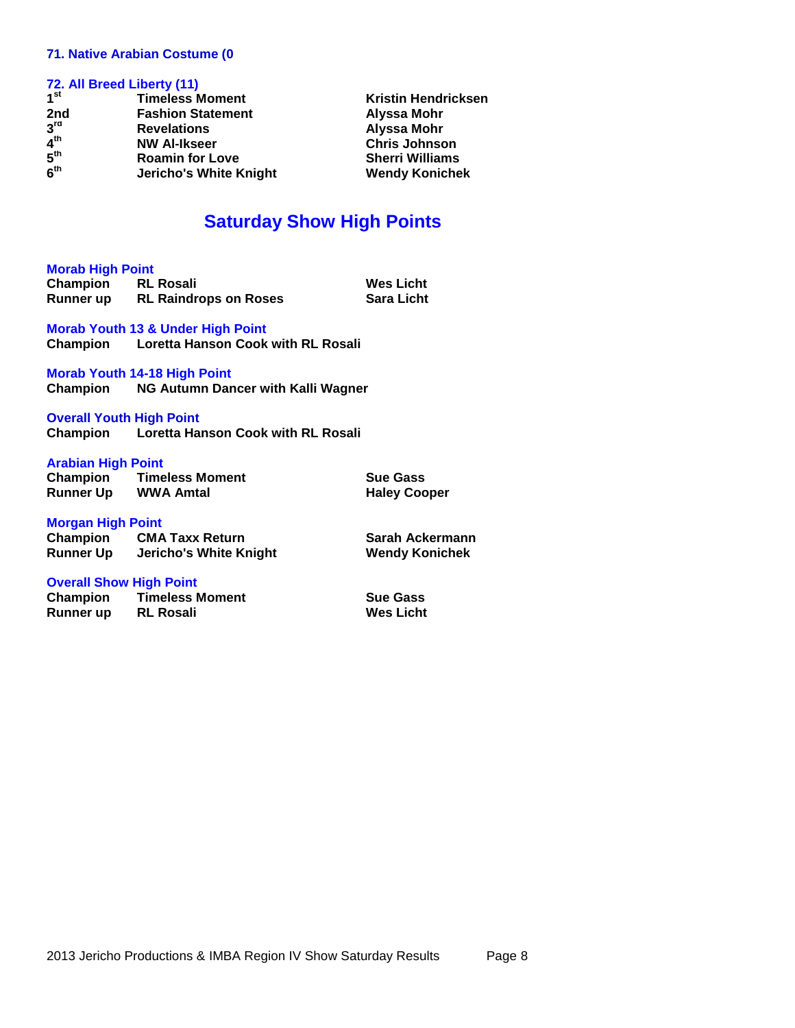### 71. Native Arabian Costume (0

### 72. All Breed Liberty (11)

| | | |
|---|---|---|
| 1st | Timeless Moment | Kristin Hendricksen |
| 2nd | Fashion Statement | Alyssa Mohr |
| 3rd | Revelations | Alyssa Mohr |
| 4th | NW Al-Ikseer | Chris Johnson |
| 5th | Roamin for Love | Sherri Williams |
| 6th | Jericho's White Knight | Wendy Konichek |

## Saturday Show High Points

### Morab High Point

| | | |
|---|---|---|
| Champion | RL Rosali | Wes Licht |
| Runner up | RL Raindrops on Roses | Sara Licht |

### Morab Youth 13 & Under High Point

**Champion** Loretta Hanson Cook with RL Rosali

### Morab Youth 14-18 High Point

**Champion** NG Autumn Dancer with Kalli Wagner

### Overall Youth High Point

**Champion** Loretta Hanson Cook with RL Rosali

### Arabian High Point

| | | |
|---|---|---|
| Champion | Timeless Moment | Sue Gass |
| Runner Up | WWA Amtal | Haley Cooper |

### Morgan High Point

| | | |
|---|---|---|
| Champion | CMA Taxx Return | Sarah Ackermann |
| Runner Up | Jericho's White Knight | Wendy Konichek |

### Overall Show High Point

| | | |
|---|---|---|
| Champion | Timeless Moment | Sue Gass |
| Runner up | RL Rosali | Wes Licht |